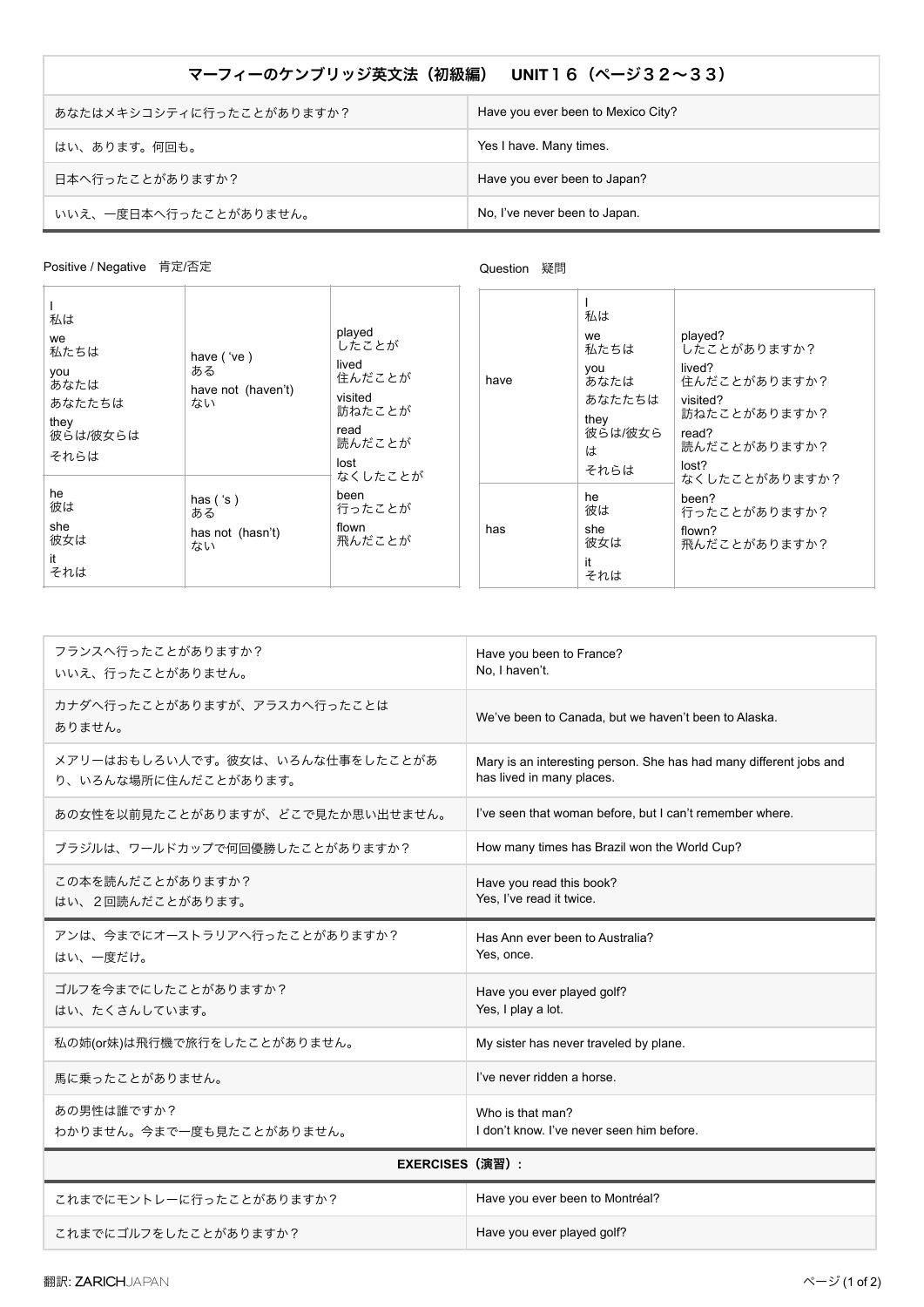# マーフィーのケンブリッジ英文法（初級編）　UNIT１６（ページ３２〜３３）

| あなたはメキシコシティに行ったことがありますか？ | Have you ever been to Mexico City? |
|---|---|
| はい、あります。何回も。 | Yes I have. Many times. |
| 日本へ行ったことがありますか？ | Have you ever been to Japan? |
| いいえ、一度日本へ行ったことがありません。 | No, I've never been to Japan. |

Positive / Negative　肯定/否定

| | | |
|---|---|---|
| I 私は<br>we 私たちは<br>you あなたは あなたたちは<br>they 彼らは/彼女らは それらは | have ( 've ) ある<br>have not (haven't) ない | played したことが<br>lived 住んだことが<br>visited 訪ねたことが<br>read 読んだことが<br>lost なくしたことが<br>been 行ったことが<br>flown 飛んだことが |
| he 彼は<br>she 彼女は<br>it それは | has ( 's ) ある<br>has not (hasn't) ない | |

Question　疑問

| | | |
|---|---|---|
| have | I 私は<br>we 私たちは<br>you あなたは あなたたちは<br>they 彼らは/彼女らは それらは | played? したことがありますか？<br>lived? 住んだことがありますか？<br>visited? 訪ねたことがありますか？<br>read? 読んだことがありますか？<br>lost? なくしたことがありますか？<br>been? 行ったことがありますか？<br>flown? 飛んだことがありますか？ |
| has | he 彼は<br>she 彼女は<br>it それは | |

| | |
|---|---|
| フランスへ行ったことがありますか？<br>いいえ、行ったことがありません。 | Have you been to France?<br>No, I haven't. |
| カナダへ行ったことがありますが、アラスカへ行ったことはありません。 | We've been to Canada, but we haven't been to Alaska. |
| メアリーはおもしろい人です。彼女は、いろんな仕事をしたことがあり、いろんな場所に住んだことがあります。 | Mary is an interesting person. She has had many different jobs and has lived in many places. |
| あの女性を以前見たことがありますが、どこで見たか思い出せません。 | I've seen that woman before, but I can't remember where. |
| ブラジルは、ワールドカップで何回優勝したことがありますか？ | How many times has Brazil won the World Cup? |
| この本を読んだことがありますか？<br>はい、２回読んだことがあります。 | Have you read this book?<br>Yes, I've read it twice. |
| アンは、今までにオーストラリアへ行ったことがありますか？<br>はい、一度だけ。 | Has Ann ever been to Australia?<br>Yes, once. |
| ゴルフを今までにしたことがありますか？<br>はい、たくさんしています。 | Have you ever played golf?<br>Yes, I play a lot. |
| 私の姉(or妹)は飛行機で旅行をしたことがありません。 | My sister has never traveled by plane. |
| 馬に乗ったことがありません。 | I've never ridden a horse. |
| あの男性は誰ですか？<br>わかりません。今まで一度も見たことがありません。 | Who is that man?<br>I don't know. I've never seen him before. |

**EXERCISES（演習）：**

| | |
|---|---|
| これまでにモントレーに行ったことがありますか？ | Have you ever been to Montréal? |
| これまでにゴルフをしたことがありますか？ | Have you ever played golf? |

翻訳: ZARICHJAPAN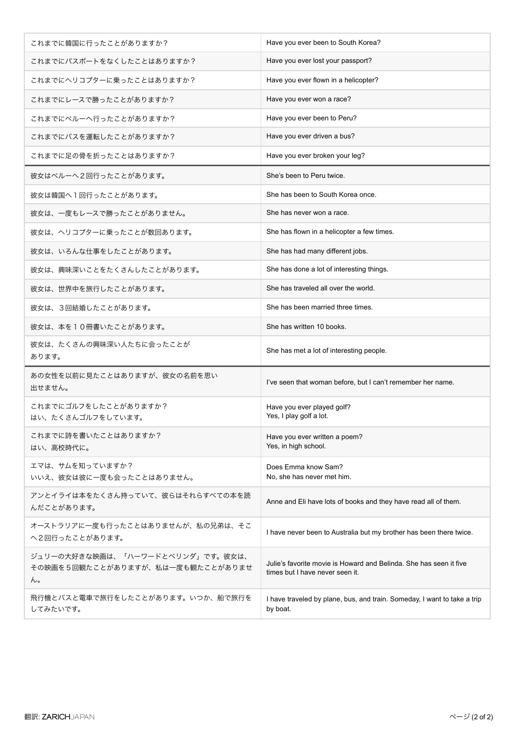| | |
|---|---|
| これまでに韓国に行ったことがありますか？ | Have you ever been to South Korea? |
| これまでにパスポートをなくしたことはありますか？ | Have you ever lost your passport? |
| これまでにヘリコプターに乗ったことはありますか？ | Have you ever flown in a helicopter? |
| これまでにレースで勝ったことがありますか？ | Have you ever won a race? |
| これまでにペルーへ行ったことがありますか？ | Have you ever been to Peru? |
| これまでにバスを運転したことがありますか？ | Have you ever driven a bus? |
| これまでに足の骨を折ったことはありますか？ | Have you ever broken your leg? |
| 彼女はペルーへ２回行ったことがあります。 | She’s been to Peru twice. |
| 彼女は韓国へ１回行ったことがあります。 | She has been to South Korea once. |
| 彼女は、一度もレースで勝ったことがありません。 | She has never won a race. |
| 彼女は、ヘリコプターに乗ったことが数回あります。 | She has flown in a helicopter a few times. |
| 彼女は、いろんな仕事をしたことがあります。 | She has had many different jobs. |
| 彼女は、興味深いことをたくさんしたことがあります。 | She has done a lot of interesting things. |
| 彼女は、世界中を旅行したことがあります。 | She has traveled all over the world. |
| 彼女は、３回結婚したことがあります。 | She has been married three times. |
| 彼女は、本を１０冊書いたことがあります。 | She has written 10 books. |
| 彼女は、たくさんの興味深い人たちに会ったことがあります。 | She has met a lot of interesting people. |
| あの女性を以前に見たことはありますが、彼女の名前を思い出せません。 | I’ve seen that woman before, but I can’t remember her name. |
| これまでにゴルフをしたことがありますか？<br>はい、たくさんゴルフをしています。 | Have you ever played golf?<br>Yes, I play golf a lot. |
| これまでに詩を書いたことはありますか？<br>はい、高校時代に。 | Have you ever written a poem?<br>Yes, in high school. |
| エマは、サムを知っていますか？<br>いいえ、彼女は彼に一度も会ったことはありません。 | Does Emma know Sam?<br>No, she has never met him. |
| アンとイライは本をたくさん持っていて、彼らはそれらすべての本を読んだことがあります。 | Anne and Eli have lots of books and they have read all of them. |
| オーストラリアに一度も行ったことはありませんが、私の兄弟は、そこへ2回行ったことがあります。 | I have never been to Australia but my brother has been there twice. |
| ジュリーの大好きな映画は、「ハーワードとベリンダ」です。彼女は、その映画を５回観たことがありますが、私は一度も観たことがありません。 | Julie’s favorite movie is Howard and Belinda. She has seen it five times but I have never seen it. |
| 飛行機とバスと電車で旅行をしたことがあります。いつか、船で旅行をしてみたいです。 | I have traveled by plane, bus, and train. Someday, I want to take a trip by boat. |

翻訳: ZARICHJAPAN